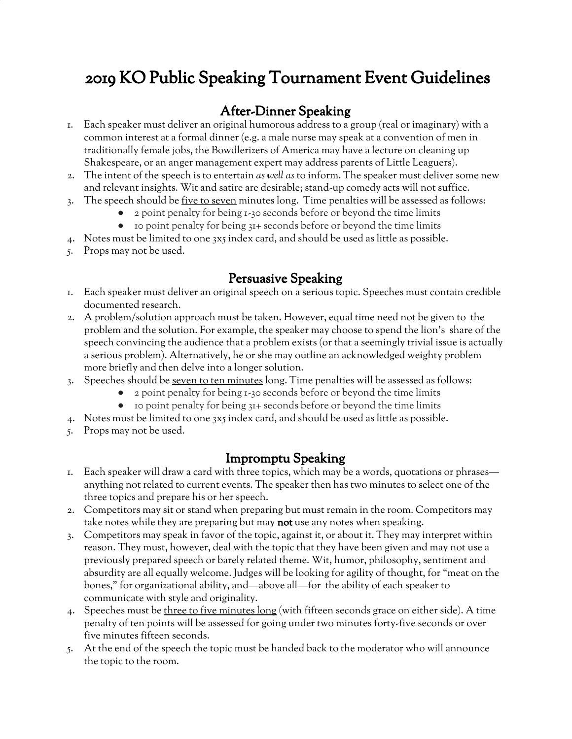# 2019 KO Public Speaking Tournament Event Guidelines

## After-Dinner Speaking

1. Each speaker must deliver an original humorous address to a group (real or imaginary) with a common interest at a formal dinner (e.g. a male nurse may speak at a convention of men in traditionally female jobs, the Bowdlerizers of America may have a lecture on cleaning up Shakespeare, or an anger management expert may address parents of Little Leaguers).
2. The intent of the speech is to entertain *as well as* to inform. The speaker must deliver some new and relevant insights. Wit and satire are desirable; stand-up comedy acts will not suffice.
3. The speech should be <u>five to seven</u> minutes long. Time penalties will be assessed as follows:
   - 2 point penalty for being 1-30 seconds before or beyond the time limits
   - 10 point penalty for being 31+ seconds before or beyond the time limits
4. Notes must be limited to one 3x5 index card, and should be used as little as possible.
5. Props may not be used.

## Persuasive Speaking

1. Each speaker must deliver an original speech on a serious topic. Speeches must contain credible documented research.
2. A problem/solution approach must be taken. However, equal time need not be given to the problem and the solution. For example, the speaker may choose to spend the lion's share of the speech convincing the audience that a problem exists (or that a seemingly trivial issue is actually a serious problem). Alternatively, he or she may outline an acknowledged weighty problem more briefly and then delve into a longer solution.
3. Speeches should be <u>seven to ten minutes</u> long. Time penalties will be assessed as follows:
   - 2 point penalty for being 1-30 seconds before or beyond the time limits
   - 10 point penalty for being 31+ seconds before or beyond the time limits
4. Notes must be limited to one 3x5 index card, and should be used as little as possible.
5. Props may not be used.

## Impromptu Speaking

1. Each speaker will draw a card with three topics, which may be a words, quotations or phrases—anything not related to current events. The speaker then has two minutes to select one of the three topics and prepare his or her speech.
2. Competitors may sit or stand when preparing but must remain in the room. Competitors may take notes while they are preparing but may **not** use any notes when speaking.
3. Competitors may speak in favor of the topic, against it, or about it. They may interpret within reason. They must, however, deal with the topic that they have been given and may not use a previously prepared speech or barely related theme. Wit, humor, philosophy, sentiment and absurdity are all equally welcome. Judges will be looking for agility of thought, for "meat on the bones," for organizational ability, and—above all—for the ability of each speaker to communicate with style and originality.
4. Speeches must be <u>three to five minutes long</u> (with fifteen seconds grace on either side). A time penalty of ten points will be assessed for going under two minutes forty-five seconds or over five minutes fifteen seconds.
5. At the end of the speech the topic must be handed back to the moderator who will announce the topic to the room.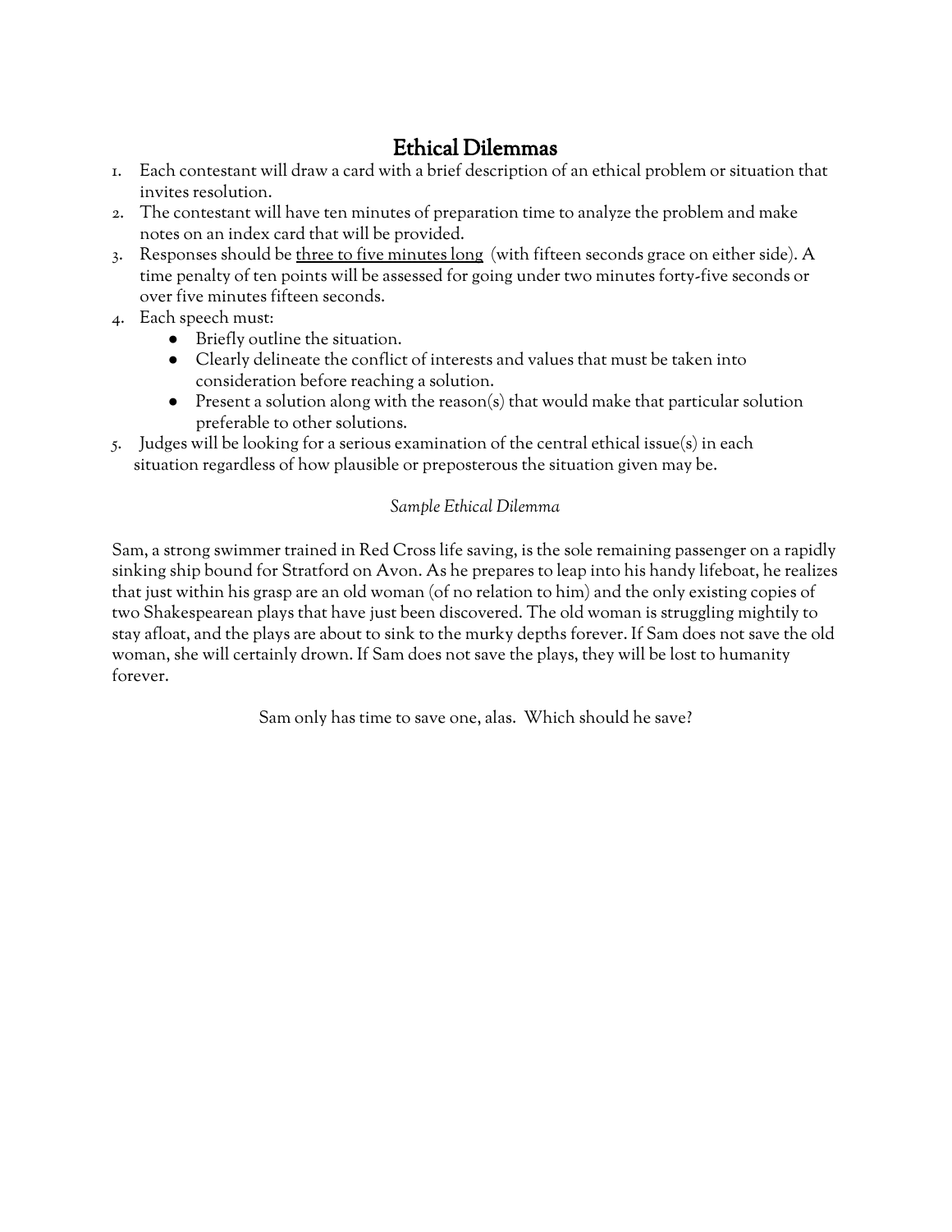# Ethical Dilemmas

1. Each contestant will draw a card with a brief description of an ethical problem or situation that invites resolution.
2. The contestant will have ten minutes of preparation time to analyze the problem and make notes on an index card that will be provided.
3. Responses should be <u>three to five minutes long</u> (with fifteen seconds grace on either side). A time penalty of ten points will be assessed for going under two minutes forty-five seconds or over five minutes fifteen seconds.
4. Each speech must:
   - Briefly outline the situation.
   - Clearly delineate the conflict of interests and values that must be taken into consideration before reaching a solution.
   - Present a solution along with the reason(s) that would make that particular solution preferable to other solutions.
5. Judges will be looking for a serious examination of the central ethical issue(s) in each situation regardless of how plausible or preposterous the situation given may be.

*Sample Ethical Dilemma*

Sam, a strong swimmer trained in Red Cross life saving, is the sole remaining passenger on a rapidly sinking ship bound for Stratford on Avon. As he prepares to leap into his handy lifeboat, he realizes that just within his grasp are an old woman (of no relation to him) and the only existing copies of two Shakespearean plays that have just been discovered. The old woman is struggling mightily to stay afloat, and the plays are about to sink to the murky depths forever. If Sam does not save the old woman, she will certainly drown. If Sam does not save the plays, they will be lost to humanity forever.

Sam only has time to save one, alas. Which should he save?